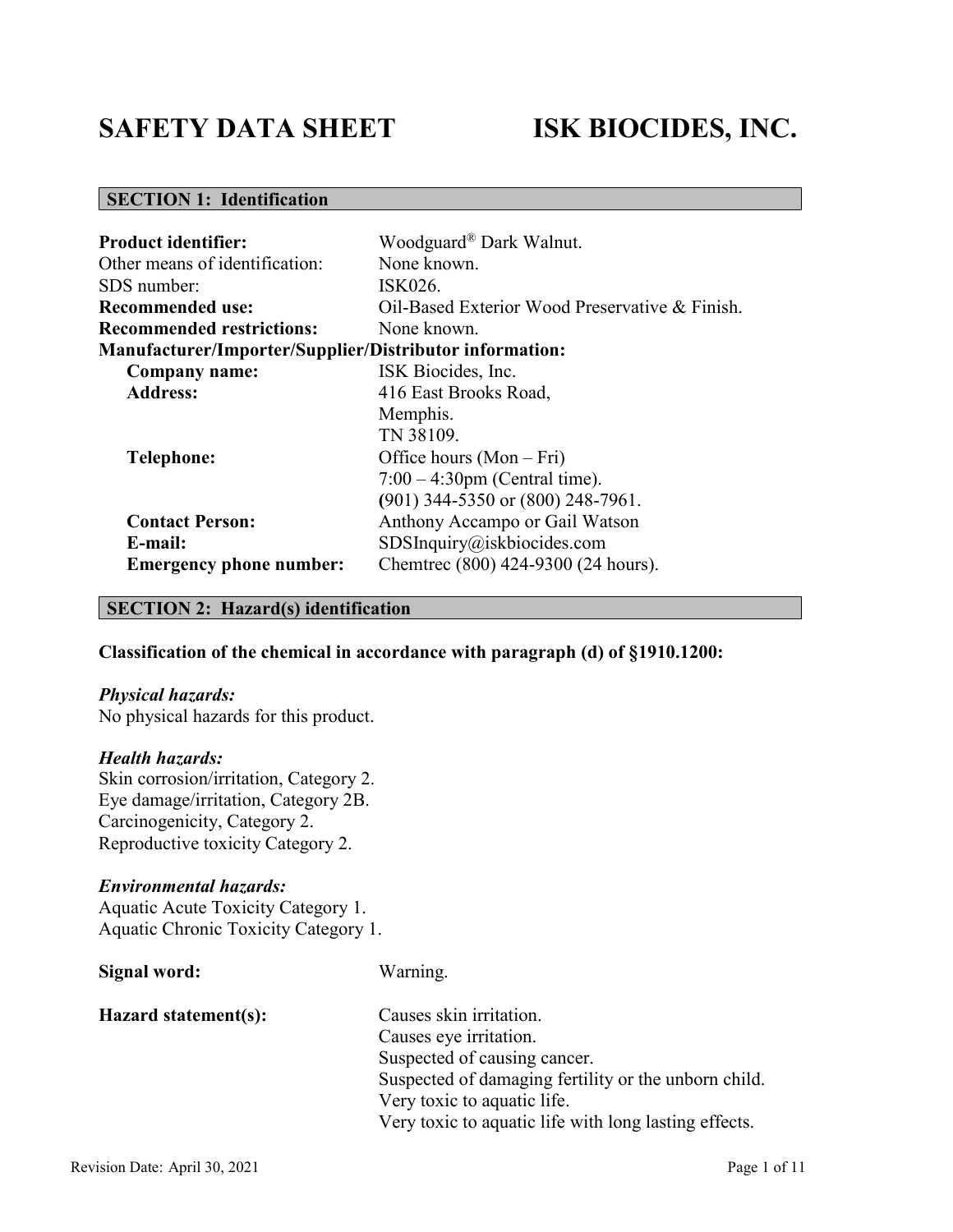# SAFETY DATA SHEET ISK BIOCIDES, INC.

## SECTION 1: Identification

**Product identifier:** Woodguard® Dark Walnut.
Other means of identification: None known.
SDS number: ISK026.
**Recommended use:** Oil-Based Exterior Wood Preservative & Finish.
**Recommended restrictions:** None known.

**Manufacturer/Importer/Supplier/Distributor information:**

- **Company name:** ISK Biocides, Inc.
- **Address:** 416 East Brooks Road, Memphis. TN 38109.
- **Telephone:** Office hours (Mon – Fri) 7:00 – 4:30pm (Central time). (901) 344-5350 or (800) 248-7961.
- **Contact Person:** Anthony Accampo or Gail Watson
- **E-mail:** SDSInquiry@iskbiocides.com
- **Emergency phone number:** Chemtrec (800) 424-9300 (24 hours).

## SECTION 2: Hazard(s) identification

**Classification of the chemical in accordance with paragraph (d) of §1910.1200:**

***Physical hazards:***
No physical hazards for this product.

***Health hazards:***
Skin corrosion/irritation, Category 2.
Eye damage/irritation, Category 2B.
Carcinogenicity, Category 2.
Reproductive toxicity Category 2.

***Environmental hazards:***
Aquatic Acute Toxicity Category 1.
Aquatic Chronic Toxicity Category 1.

**Signal word:** Warning.

**Hazard statement(s):**
Causes skin irritation.
Causes eye irritation.
Suspected of causing cancer.
Suspected of damaging fertility or the unborn child.
Very toxic to aquatic life.
Very toxic to aquatic life with long lasting effects.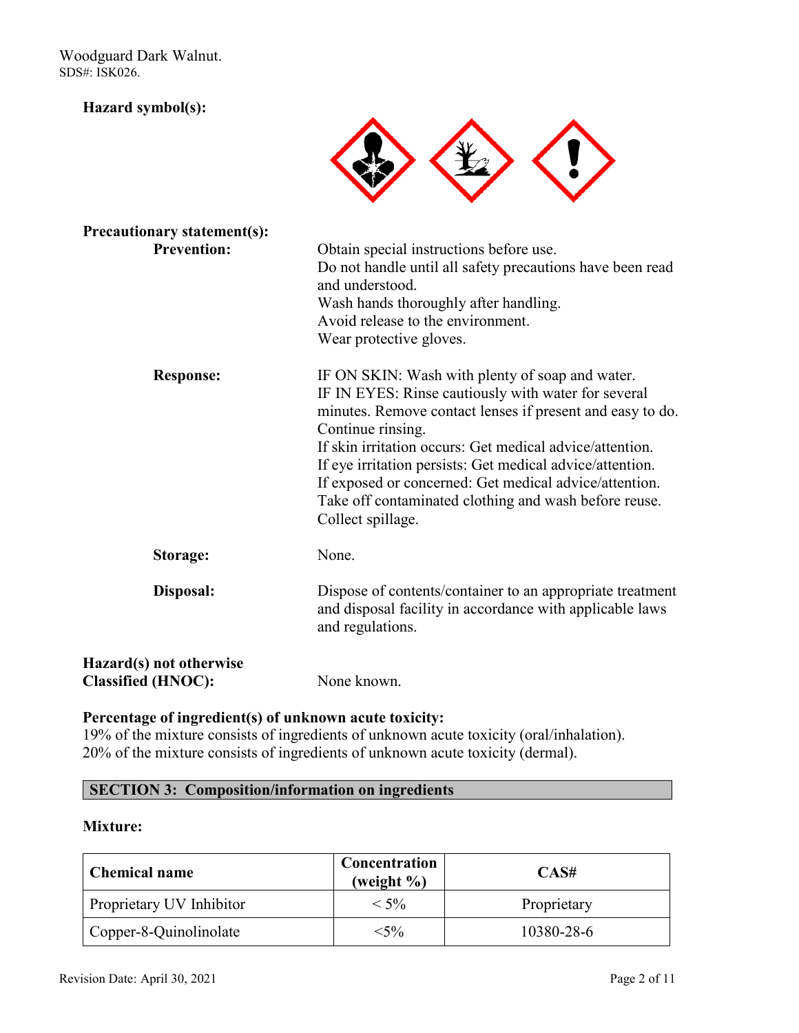**Hazard symbol(s):**

**Precautionary statement(s):**

**Prevention:**

Obtain special instructions before use.
Do not handle until all safety precautions have been read and understood.
Wash hands thoroughly after handling.
Avoid release to the environment.
Wear protective gloves.

**Response:**

IF ON SKIN: Wash with plenty of soap and water.
IF IN EYES: Rinse cautiously with water for several minutes. Remove contact lenses if present and easy to do. Continue rinsing.
If skin irritation occurs: Get medical advice/attention.
If eye irritation persists: Get medical advice/attention.
If exposed or concerned: Get medical advice/attention.
Take off contaminated clothing and wash before reuse.
Collect spillage.

**Storage:**

None.

**Disposal:**

Dispose of contents/container to an appropriate treatment and disposal facility in accordance with applicable laws and regulations.

**Hazard(s) not otherwise Classified (HNOC):**

None known.

**Percentage of ingredient(s) of unknown acute toxicity:**

19% of the mixture consists of ingredients of unknown acute toxicity (oral/inhalation).
20% of the mixture consists of ingredients of unknown acute toxicity (dermal).

## SECTION 3: Composition/information on ingredients

**Mixture:**

| Chemical name | Concentration (weight %) | CAS# |
| --- | --- | --- |
| Proprietary UV Inhibitor | < 5% | Proprietary |
| Copper-8-Quinolinolate | <5% | 10380-28-6 |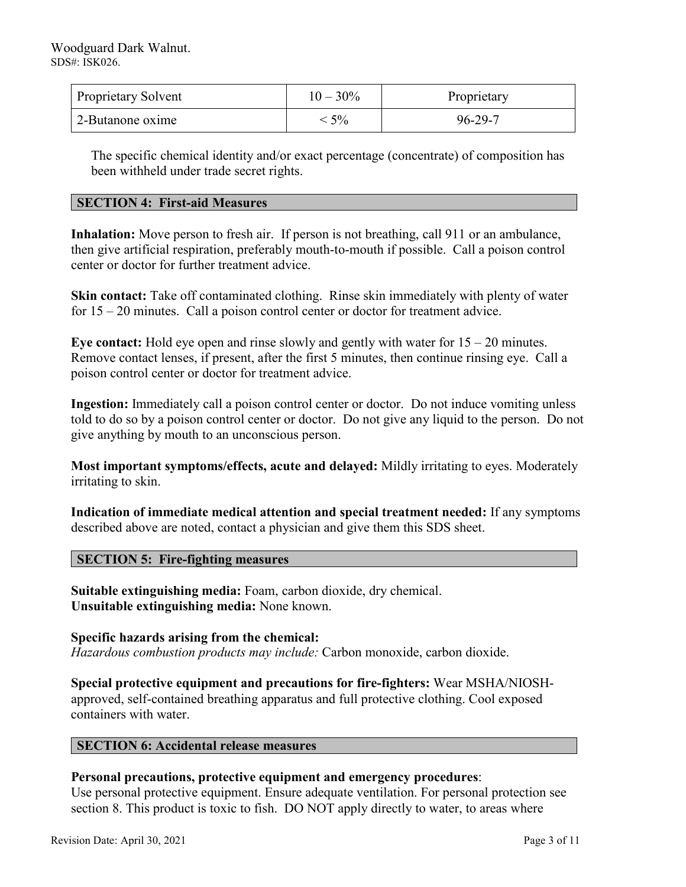| Proprietary Solvent | 10 – 30% | Proprietary |
|---|---|---|
| 2-Butanone oxime | < 5% | 96-29-7 |

The specific chemical identity and/or exact percentage (concentrate) of composition has been withheld under trade secret rights.

## SECTION 4: First-aid Measures

**Inhalation:** Move person to fresh air. If person is not breathing, call 911 or an ambulance, then give artificial respiration, preferably mouth-to-mouth if possible. Call a poison control center or doctor for further treatment advice.

**Skin contact:** Take off contaminated clothing. Rinse skin immediately with plenty of water for 15 – 20 minutes. Call a poison control center or doctor for treatment advice.

**Eye contact:** Hold eye open and rinse slowly and gently with water for 15 – 20 minutes. Remove contact lenses, if present, after the first 5 minutes, then continue rinsing eye. Call a poison control center or doctor for treatment advice.

**Ingestion:** Immediately call a poison control center or doctor. Do not induce vomiting unless told to do so by a poison control center or doctor. Do not give any liquid to the person. Do not give anything by mouth to an unconscious person.

**Most important symptoms/effects, acute and delayed:** Mildly irritating to eyes. Moderately irritating to skin.

**Indication of immediate medical attention and special treatment needed:** If any symptoms described above are noted, contact a physician and give them this SDS sheet.

## SECTION 5: Fire-fighting measures

**Suitable extinguishing media:** Foam, carbon dioxide, dry chemical.
**Unsuitable extinguishing media:** None known.

**Specific hazards arising from the chemical:**
*Hazardous combustion products may include:* Carbon monoxide, carbon dioxide.

**Special protective equipment and precautions for fire-fighters:** Wear MSHA/NIOSH-approved, self-contained breathing apparatus and full protective clothing. Cool exposed containers with water.

## SECTION 6: Accidental release measures

**Personal precautions, protective equipment and emergency procedures**:
Use personal protective equipment. Ensure adequate ventilation. For personal protection see section 8. This product is toxic to fish. DO NOT apply directly to water, to areas where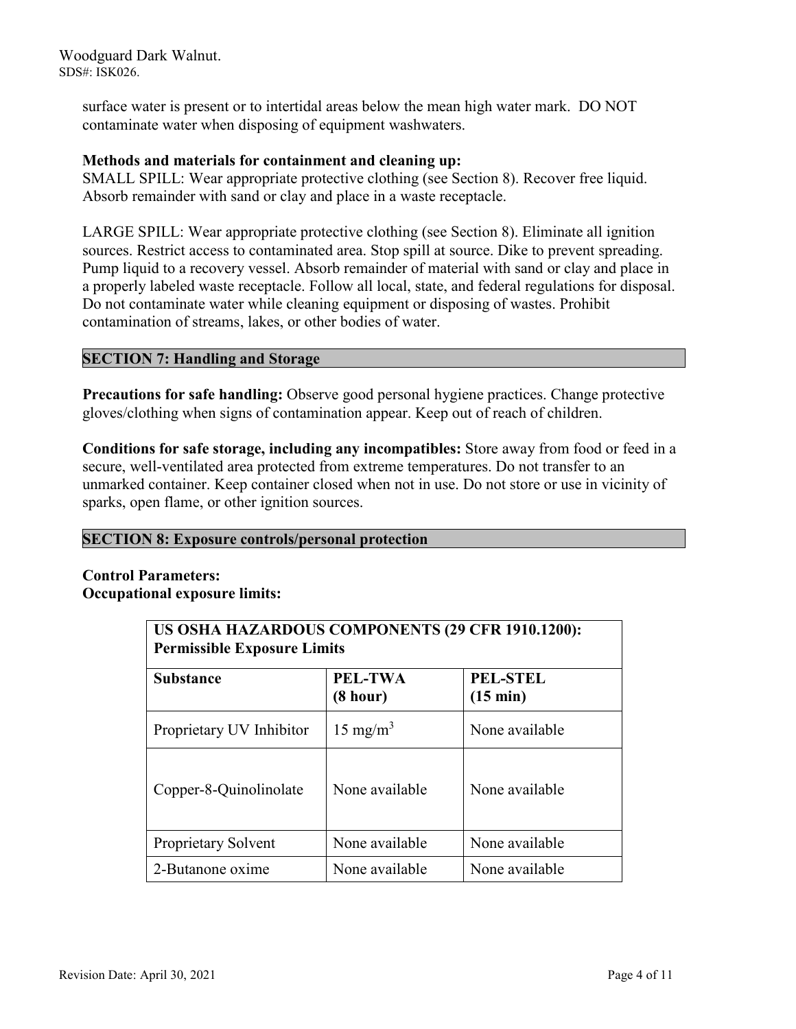surface water is present or to intertidal areas below the mean high water mark. DO NOT contaminate water when disposing of equipment washwaters.

**Methods and materials for containment and cleaning up:**
SMALL SPILL: Wear appropriate protective clothing (see Section 8). Recover free liquid. Absorb remainder with sand or clay and place in a waste receptacle.

LARGE SPILL: Wear appropriate protective clothing (see Section 8). Eliminate all ignition sources. Restrict access to contaminated area. Stop spill at source. Dike to prevent spreading. Pump liquid to a recovery vessel. Absorb remainder of material with sand or clay and place in a properly labeled waste receptacle. Follow all local, state, and federal regulations for disposal. Do not contaminate water while cleaning equipment or disposing of wastes. Prohibit contamination of streams, lakes, or other bodies of water.

## SECTION 7: Handling and Storage

**Precautions for safe handling:** Observe good personal hygiene practices. Change protective gloves/clothing when signs of contamination appear. Keep out of reach of children.

**Conditions for safe storage, including any incompatibles:** Store away from food or feed in a secure, well-ventilated area protected from extreme temperatures. Do not transfer to an unmarked container. Keep container closed when not in use. Do not store or use in vicinity of sparks, open flame, or other ignition sources.

## SECTION 8: Exposure controls/personal protection

**Control Parameters:**
**Occupational exposure limits:**

| US OSHA HAZARDOUS COMPONENTS (29 CFR 1910.1200): Permissible Exposure Limits | | |
|---|---|---|
| **Substance** | **PEL-TWA (8 hour)** | **PEL-STEL (15 min)** |
| Proprietary UV Inhibitor | 15 $mg/m^3$ | None available |
| Copper-8-Quinolinolate | None available | None available |
| Proprietary Solvent | None available | None available |
| 2-Butanone oxime | None available | None available |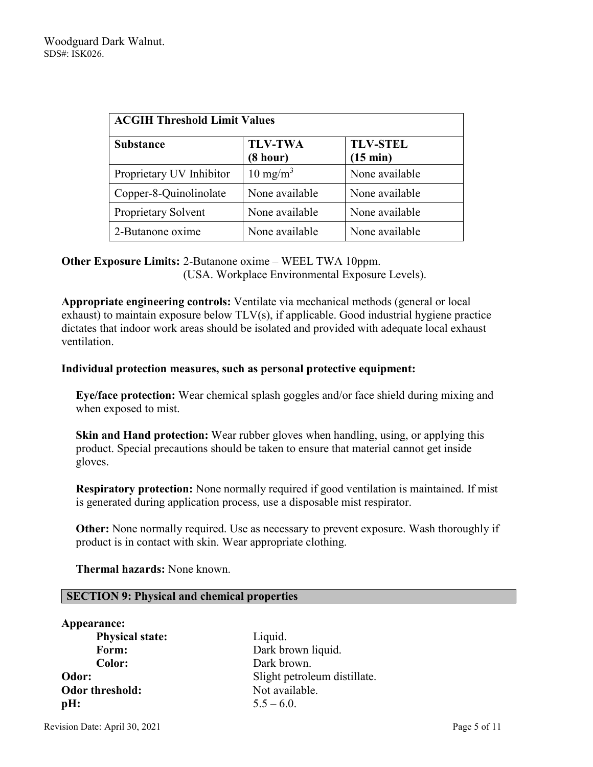| ACGIH Threshold Limit Values | | |
|---|---|---|
| **Substance** | **TLV-TWA (8 hour)** | **TLV-STEL (15 min)** |
| Proprietary UV Inhibitor | 10 $mg/m^3$ | None available |
| Copper-8-Quinolinolate | None available | None available |
| Proprietary Solvent | None available | None available |
| 2-Butanone oxime | None available | None available |

**Other Exposure Limits:** 2-Butanone oxime – WEEL TWA 10ppm. (USA. Workplace Environmental Exposure Levels).

**Appropriate engineering controls:** Ventilate via mechanical methods (general or local exhaust) to maintain exposure below TLV(s), if applicable. Good industrial hygiene practice dictates that indoor work areas should be isolated and provided with adequate local exhaust ventilation.

**Individual protection measures, such as personal protective equipment:**

**Eye/face protection:** Wear chemical splash goggles and/or face shield during mixing and when exposed to mist.

**Skin and Hand protection:** Wear rubber gloves when handling, using, or applying this product. Special precautions should be taken to ensure that material cannot get inside gloves.

**Respiratory protection:** None normally required if good ventilation is maintained. If mist is generated during application process, use a disposable mist respirator.

**Other:** None normally required. Use as necessary to prevent exposure. Wash thoroughly if product is in contact with skin. Wear appropriate clothing.

**Thermal hazards:** None known.

## SECTION 9: Physical and chemical properties

**Appearance:**

- **Physical state:** Liquid.
- **Form:** Dark brown liquid.
- **Color:** Dark brown.

**Odor:** Slight petroleum distillate.

**Odor threshold:** Not available.

**pH:** 5.5 – 6.0.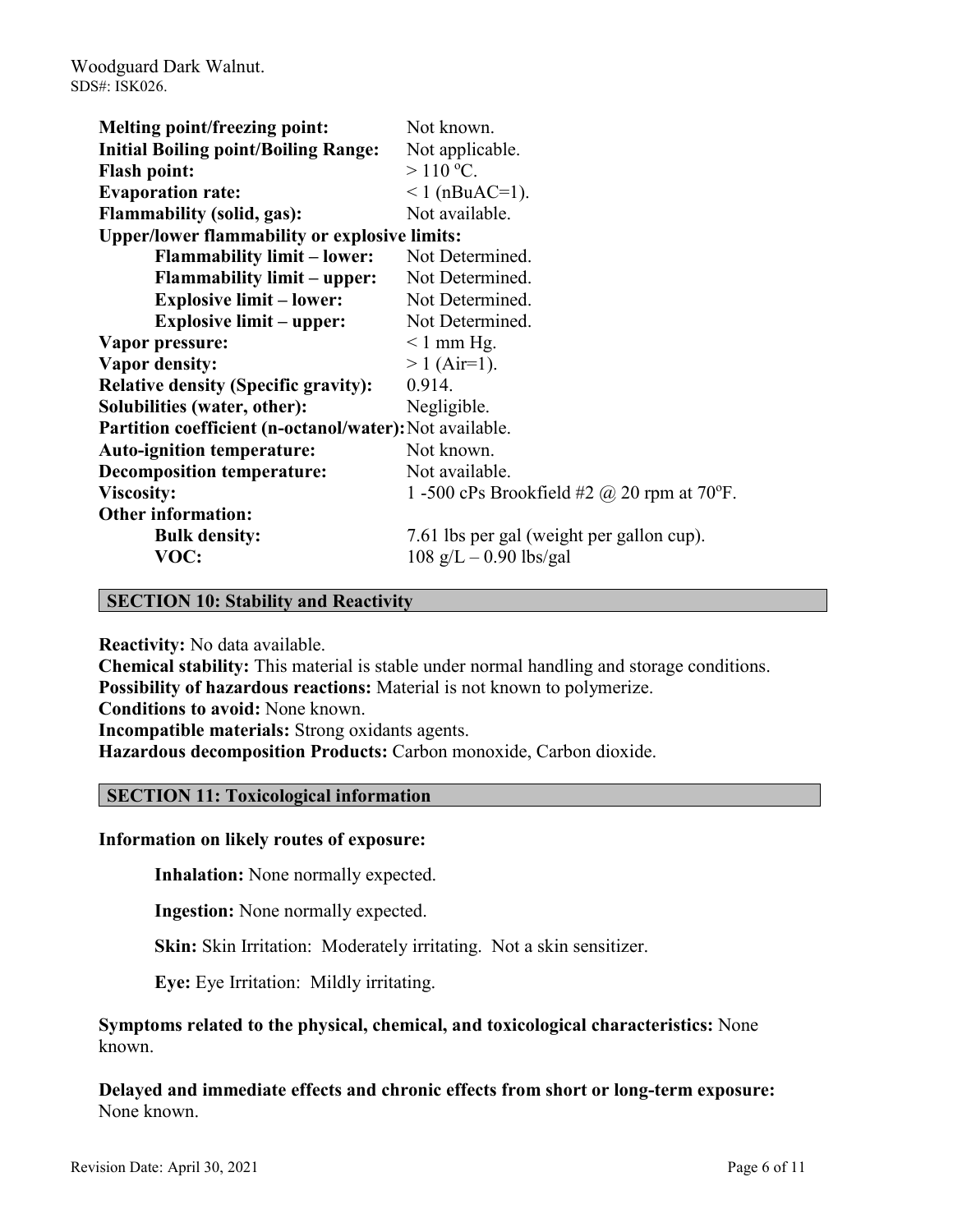| | |
|---|---|
| **Melting point/freezing point:** | Not known. |
| **Initial Boiling point/Boiling Range:** | Not applicable. |
| **Flash point:** | > 110 ºC. |
| **Evaporation rate:** | < 1 (nBuAC=1). |
| **Flammability (solid, gas):** | Not available. |
| **Upper/lower flammability or explosive limits:** | |
| **Flammability limit – lower:** | Not Determined. |
| **Flammability limit – upper:** | Not Determined. |
| **Explosive limit – lower:** | Not Determined. |
| **Explosive limit – upper:** | Not Determined. |
| **Vapor pressure:** | < 1 mm Hg. |
| **Vapor density:** | > 1 (Air=1). |
| **Relative density (Specific gravity):** | 0.914. |
| **Solubilities (water, other):** | Negligible. |
| **Partition coefficient (n-octanol/water):** | Not available. |
| **Auto-ignition temperature:** | Not known. |
| **Decomposition temperature:** | Not available. |
| **Viscosity:** | 1 -500 cPs Brookfield #2 @ 20 rpm at 70ºF. |
| **Other information:** | |
| **Bulk density:** | 7.61 lbs per gal (weight per gallon cup). |
| **VOC:** | 108 g/L – 0.90 lbs/gal |

## SECTION 10: Stability and Reactivity

**Reactivity:** No data available.
**Chemical stability:** This material is stable under normal handling and storage conditions.
**Possibility of hazardous reactions:** Material is not known to polymerize.
**Conditions to avoid:** None known.
**Incompatible materials:** Strong oxidants agents.
**Hazardous decomposition Products:** Carbon monoxide, Carbon dioxide.

## SECTION 11: Toxicological information

**Information on likely routes of exposure:**

**Inhalation:** None normally expected.

**Ingestion:** None normally expected.

**Skin:** Skin Irritation: Moderately irritating. Not a skin sensitizer.

**Eye:** Eye Irritation: Mildly irritating.

**Symptoms related to the physical, chemical, and toxicological characteristics:** None known.

**Delayed and immediate effects and chronic effects from short or long-term exposure:** None known.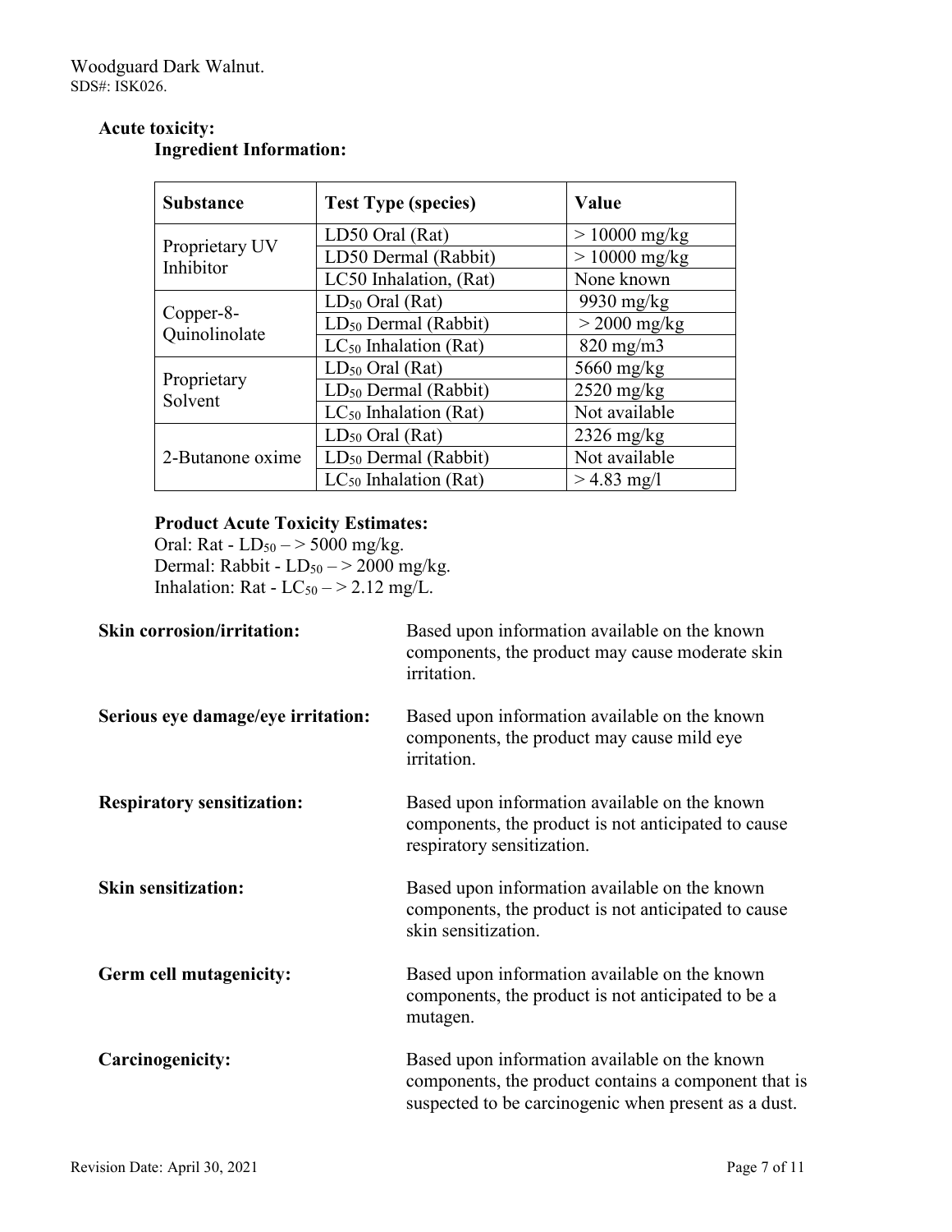**Acute toxicity:**

**Ingredient Information:**

| Substance | Test Type (species) | Value |
|---|---|---|
| Proprietary UV Inhibitor | LD50 Oral (Rat) | > 10000 mg/kg |
| | LD50 Dermal (Rabbit) | > 10000 mg/kg |
| | LC50 Inhalation, (Rat) | None known |
| Copper-8-Quinolinolate | $LD_{50}$ Oral (Rat) | 9930 mg/kg |
| | $LD_{50}$ Dermal (Rabbit) | > 2000 mg/kg |
| | $LC_{50}$ Inhalation (Rat) | 820 mg/m3 |
| Proprietary Solvent | $LD_{50}$ Oral (Rat) | 5660 mg/kg |
| | $LD_{50}$ Dermal (Rabbit) | 2520 mg/kg |
| | $LC_{50}$ Inhalation (Rat) | Not available |
| 2-Butanone oxime | $LD_{50}$ Oral (Rat) | 2326 mg/kg |
| | $LD_{50}$ Dermal (Rabbit) | Not available |
| | $LC_{50}$ Inhalation (Rat) | > 4.83 mg/l |

**Product Acute Toxicity Estimates:**

Oral: Rat - $LD_{50}$ – > 5000 mg/kg.
Dermal: Rabbit - $LD_{50}$ – > 2000 mg/kg.
Inhalation: Rat - $LC_{50}$ – > 2.12 mg/L.

**Skin corrosion/irritation:** Based upon information available on the known components, the product may cause moderate skin irritation.

**Serious eye damage/eye irritation:** Based upon information available on the known components, the product may cause mild eye irritation.

**Respiratory sensitization:** Based upon information available on the known components, the product is not anticipated to cause respiratory sensitization.

**Skin sensitization:** Based upon information available on the known components, the product is not anticipated to cause skin sensitization.

**Germ cell mutagenicity:** Based upon information available on the known components, the product is not anticipated to be a mutagen.

**Carcinogenicity:** Based upon information available on the known components, the product contains a component that is suspected to be carcinogenic when present as a dust.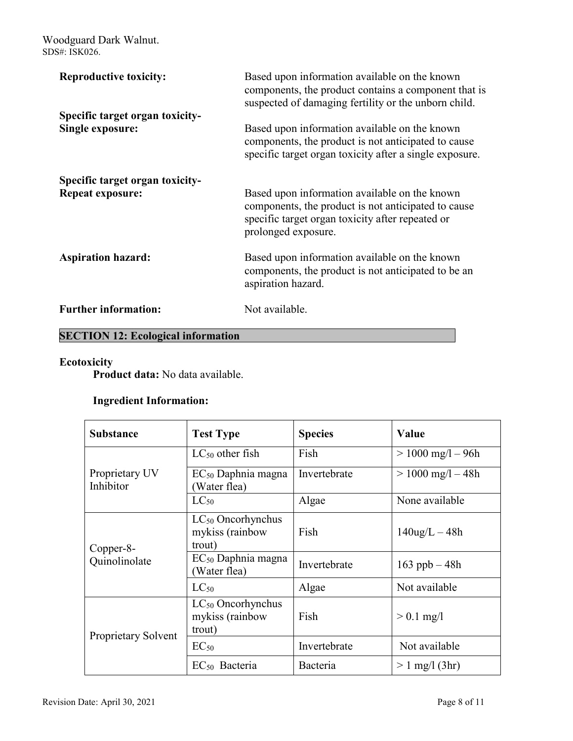**Reproductive toxicity:** Based upon information available on the known components, the product contains a component that is suspected of damaging fertility or the unborn child.

**Specific target organ toxicity-Single exposure:** Based upon information available on the known components, the product is not anticipated to cause specific target organ toxicity after a single exposure.

**Specific target organ toxicity-Repeat exposure:** Based upon information available on the known components, the product is not anticipated to cause specific target organ toxicity after repeated or prolonged exposure.

**Aspiration hazard:** Based upon information available on the known components, the product is not anticipated to be an aspiration hazard.

**Further information:** Not available.

## SECTION 12: Ecological information

**Ecotoxicity**

**Product data:** No data available.

**Ingredient Information:**

| Substance | Test Type | Species | Value |
|---|---|---|---|
| Proprietary UV Inhibitor | $LC_{50}$ other fish | Fish | > 1000 mg/l – 96h |
| | $EC_{50}$ Daphnia magna (Water flea) | Invertebrate | > 1000 mg/l – 48h |
| | $LC_{50}$ | Algae | None available |
| Copper-8-Quinolinolate | $LC_{50}$ Oncorhynchus mykiss (rainbow trout) | Fish | 140ug/L – 48h |
| | $EC_{50}$ Daphnia magna (Water flea) | Invertebrate | 163 ppb – 48h |
| | $LC_{50}$ | Algae | Not available |
| Proprietary Solvent | $LC_{50}$ Oncorhynchus mykiss (rainbow trout) | Fish | > 0.1 mg/l |
| | $EC_{50}$ | Invertebrate | Not available |
| | $EC_{50}$ Bacteria | Bacteria | > 1 mg/l (3hr) |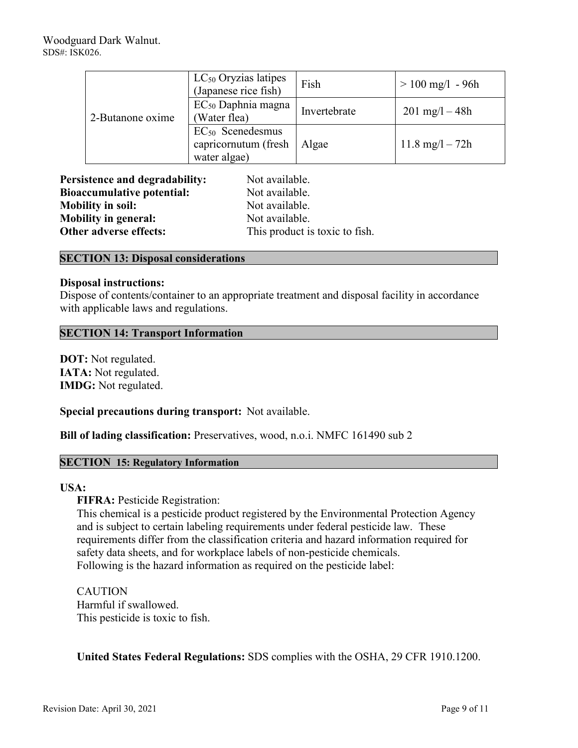| 2-Butanone oxime | $LC_{50}$ Oryzias latipes (Japanese rice fish) | Fish | > 100 mg/l - 96h |
|---|---|---|---|
| | $EC_{50}$ Daphnia magna (Water flea) | Invertebrate | 201 mg/l – 48h |
| | $EC_{50}$ Scenedesmus capricornutum (fresh water algae) | Algae | 11.8 mg/l – 72h |

**Persistence and degradability:** Not available.
**Bioaccumulative potential:** Not available.
**Mobility in soil:** Not available.
**Mobility in general:** Not available.
**Other adverse effects:** This product is toxic to fish.

## SECTION 13: Disposal considerations

**Disposal instructions:**
Dispose of contents/container to an appropriate treatment and disposal facility in accordance with applicable laws and regulations.

## SECTION 14: Transport Information

**DOT:** Not regulated.
**IATA:** Not regulated.
**IMDG:** Not regulated.

**Special precautions during transport:** Not available.

**Bill of lading classification:** Preservatives, wood, n.o.i. NMFC 161490 sub 2

## SECTION 15: Regulatory Information

**USA:**

**FIFRA:** Pesticide Registration:
This chemical is a pesticide product registered by the Environmental Protection Agency and is subject to certain labeling requirements under federal pesticide law. These requirements differ from the classification criteria and hazard information required for safety data sheets, and for workplace labels of non-pesticide chemicals.
Following is the hazard information as required on the pesticide label:

CAUTION
Harmful if swallowed.
This pesticide is toxic to fish.

**United States Federal Regulations:** SDS complies with the OSHA, 29 CFR 1910.1200.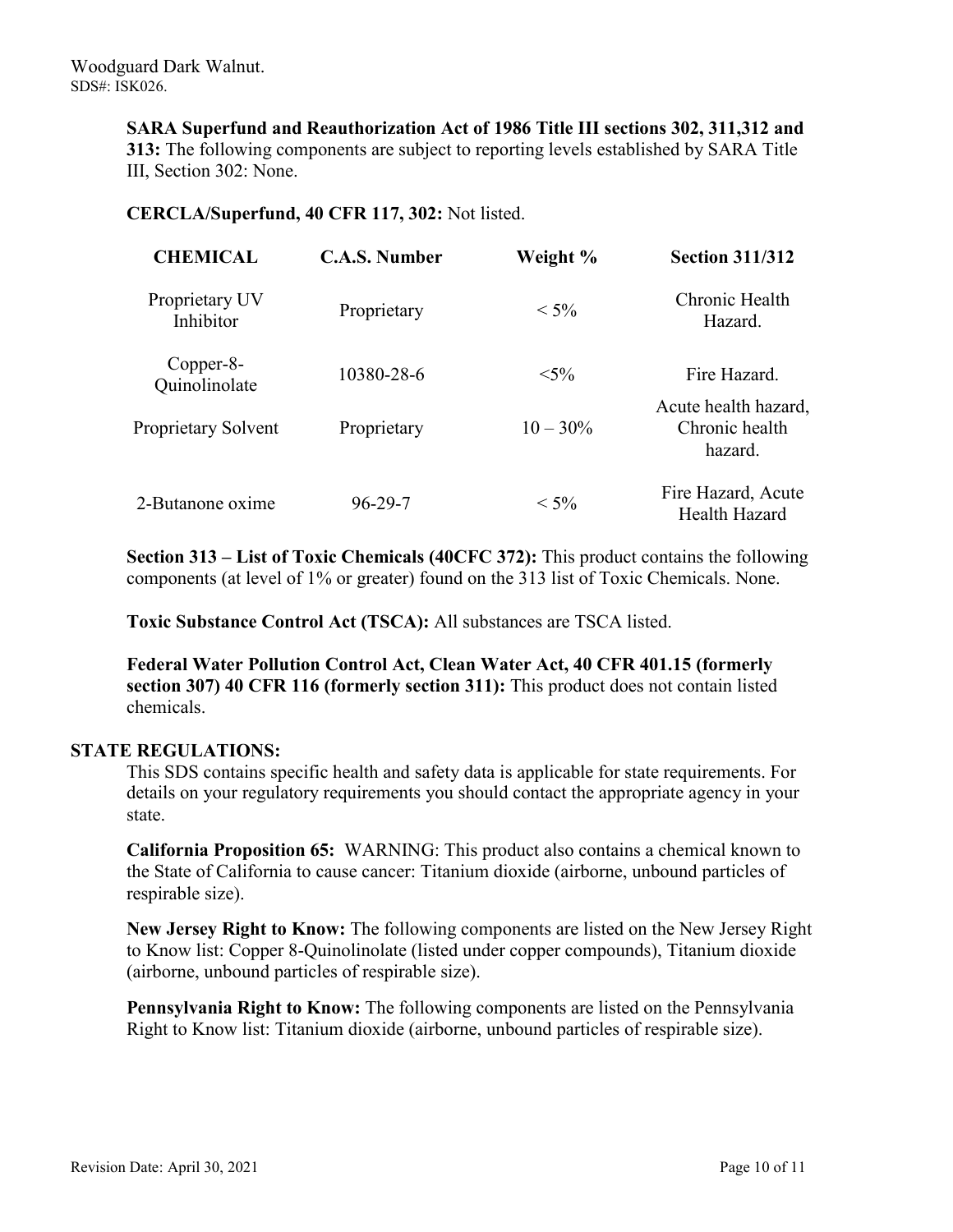**SARA Superfund and Reauthorization Act of 1986 Title III sections 302, 311,312 and 313:** The following components are subject to reporting levels established by SARA Title III, Section 302: None.

**CERCLA/Superfund, 40 CFR 117, 302:** Not listed.

| CHEMICAL | C.A.S. Number | Weight % | Section 311/312 |
|---|---|---|---|
| Proprietary UV Inhibitor | Proprietary | < 5% | Chronic Health Hazard. |
| Copper-8-Quinolinolate | 10380-28-6 | <5% | Fire Hazard. |
| Proprietary Solvent | Proprietary | 10 – 30% | Acute health hazard, Chronic health hazard. |
| 2-Butanone oxime | 96-29-7 | < 5% | Fire Hazard, Acute Health Hazard |

**Section 313 – List of Toxic Chemicals (40CFC 372):** This product contains the following components (at level of 1% or greater) found on the 313 list of Toxic Chemicals. None.

**Toxic Substance Control Act (TSCA):** All substances are TSCA listed.

**Federal Water Pollution Control Act, Clean Water Act, 40 CFR 401.15 (formerly section 307) 40 CFR 116 (formerly section 311):** This product does not contain listed chemicals.

## STATE REGULATIONS:

This SDS contains specific health and safety data is applicable for state requirements. For details on your regulatory requirements you should contact the appropriate agency in your state.

**California Proposition 65:** WARNING: This product also contains a chemical known to the State of California to cause cancer: Titanium dioxide (airborne, unbound particles of respirable size).

**New Jersey Right to Know:** The following components are listed on the New Jersey Right to Know list: Copper 8-Quinolinolate (listed under copper compounds), Titanium dioxide (airborne, unbound particles of respirable size).

**Pennsylvania Right to Know:** The following components are listed on the Pennsylvania Right to Know list: Titanium dioxide (airborne, unbound particles of respirable size).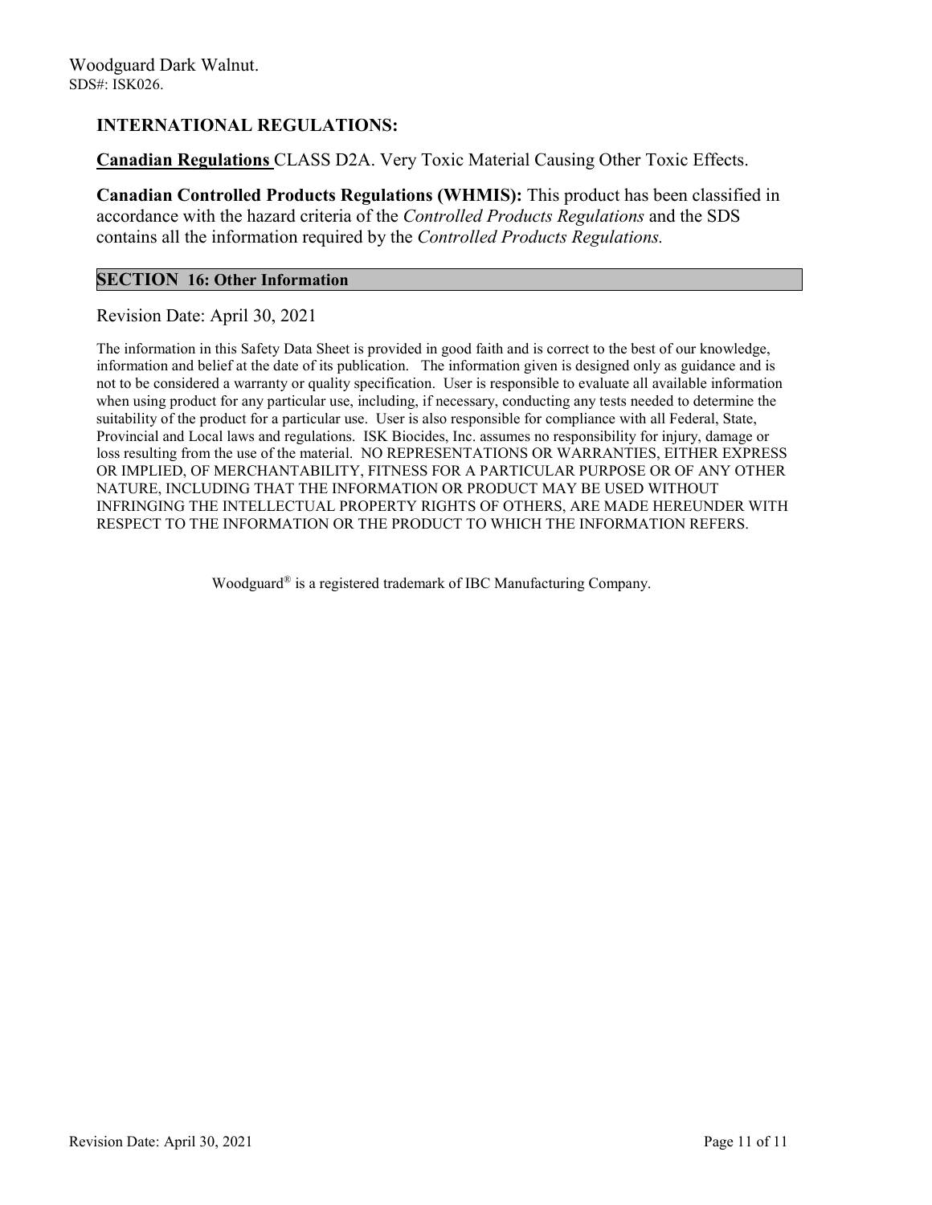**INTERNATIONAL REGULATIONS:**

**Canadian Regulations** CLASS D2A. Very Toxic Material Causing Other Toxic Effects.

**Canadian Controlled Products Regulations (WHMIS):** This product has been classified in accordance with the hazard criteria of the *Controlled Products Regulations* and the SDS contains all the information required by the *Controlled Products Regulations.*

## SECTION 16: Other Information

Revision Date: April 30, 2021

The information in this Safety Data Sheet is provided in good faith and is correct to the best of our knowledge, information and belief at the date of its publication. The information given is designed only as guidance and is not to be considered a warranty or quality specification. User is responsible to evaluate all available information when using product for any particular use, including, if necessary, conducting any tests needed to determine the suitability of the product for a particular use. User is also responsible for compliance with all Federal, State, Provincial and Local laws and regulations. ISK Biocides, Inc. assumes no responsibility for injury, damage or loss resulting from the use of the material. NO REPRESENTATIONS OR WARRANTIES, EITHER EXPRESS OR IMPLIED, OF MERCHANTABILITY, FITNESS FOR A PARTICULAR PURPOSE OR OF ANY OTHER NATURE, INCLUDING THAT THE INFORMATION OR PRODUCT MAY BE USED WITHOUT INFRINGING THE INTELLECTUAL PROPERTY RIGHTS OF OTHERS, ARE MADE HEREUNDER WITH RESPECT TO THE INFORMATION OR THE PRODUCT TO WHICH THE INFORMATION REFERS.

Woodguard® is a registered trademark of IBC Manufacturing Company.